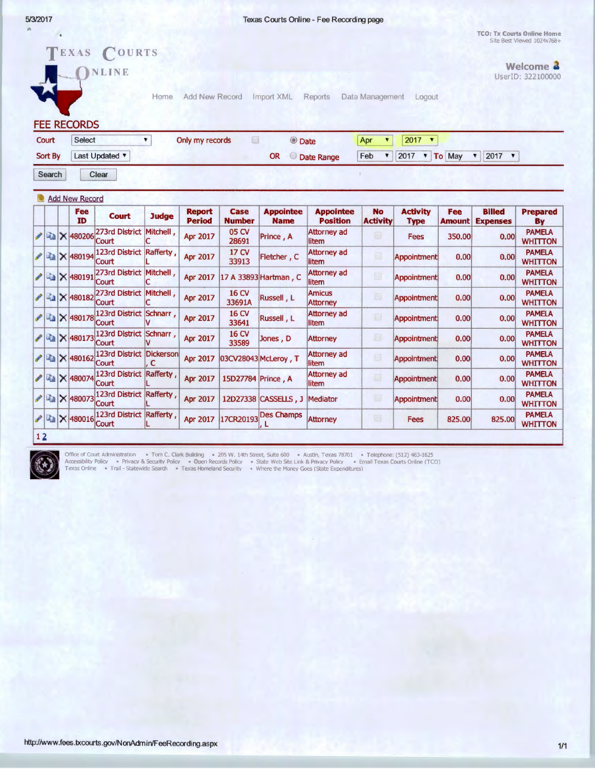TCO: Tx Courts Online Home
Site Best Viewed 1024x768+

# TEXAS COURTS ONLINE

Welcome
UserID: 322100000

Home | Add New Record | Import XML | Reports | Data Management | Logout

## FEE RECORDS

Court: Select | Only my records | ● Date: Apr 2017
Sort By: Last Updated | OR ○ Date Range: Feb 2017 To May 2017

Search | Clear

Add New Record

| | | | Fee ID | Court | Judge | Report Period | Case Number | Appointee Name | Appointee Position | No Activity | Activity Type | Fee Amount | Billed Expenses | Prepared By |
|---|---|---|---|---|---|---|---|---|---|---|---|---|---|---|
| | | X | 480206 | 273rd District Court | Mitchell, C | Apr 2017 | 05 CV 28691 | Prince, A | Attorney ad litem | | Fees | 350.00 | 0.00 | PAMELA WHITTON |
| | | X | 480194 | 123rd District Court | Rafferty, L | Apr 2017 | 17 CV 33913 | Fletcher, C | Attorney ad litem | | Appointment | 0.00 | 0.00 | PAMELA WHITTON |
| | | X | 480191 | 273rd District Court | Mitchell, C | Apr 2017 | 17 A 33893 | Hartman, C | Attorney ad litem | | Appointment | 0.00 | 0.00 | PAMELA WHITTON |
| | | X | 480182 | 273rd District Court | Mitchell, C | Apr 2017 | 16 CV 33691A | Russell, L | Amicus Attorney | | Appointment | 0.00 | 0.00 | PAMELA WHITTON |
| | | X | 480178 | 123rd District Court | Schnarr, V | Apr 2017 | 16 CV 33641 | Russell, L | Attorney ad litem | | Appointment | 0.00 | 0.00 | PAMELA WHITTON |
| | | X | 480173 | 123rd District Court | Schnarr, V | Apr 2017 | 16 CV 33589 | Jones, D | Attorney | | Appointment | 0.00 | 0.00 | PAMELA WHITTON |
| | | X | 480162 | 123rd District Court | Dickerson, C | Apr 2017 | 03CV28043 | McLeroy, T | Attorney ad litem | | Appointment | 0.00 | 0.00 | PAMELA WHITTON |
| | | X | 480074 | 123rd District Court | Rafferty, L | Apr 2017 | 15D27784 | Prince, A | Attorney ad litem | | Appointment | 0.00 | 0.00 | PAMELA WHITTON |
| | | X | 480073 | 123rd District Court | Rafferty, L | Apr 2017 | 12D27338 | CASSELLS, J | Mediator | | Appointment | 0.00 | 0.00 | PAMELA WHITTON |
| | | X | 480016 | 123rd District Court | Rafferty, L | Apr 2017 | 17CR20193 | Des Champs, L | Attorney | | Fees | 825.00 | 825.00 | PAMELA WHITTON |

1 2

Office of Court Administration • Tom C. Clark Building • 205 W. 14th Street, Suite 600 • Austin, Texas 78701 • Telephone: (512) 463-1625
Accessibility Policy • Privacy & Security Policy • Open Records Policy • State Web Site Link & Privacy Policy • Email Texas Courts Online (TCO)
Texas Online • Trail - Statewide Search • Texas Homeland Security • Where the Money Goes (State Expenditures)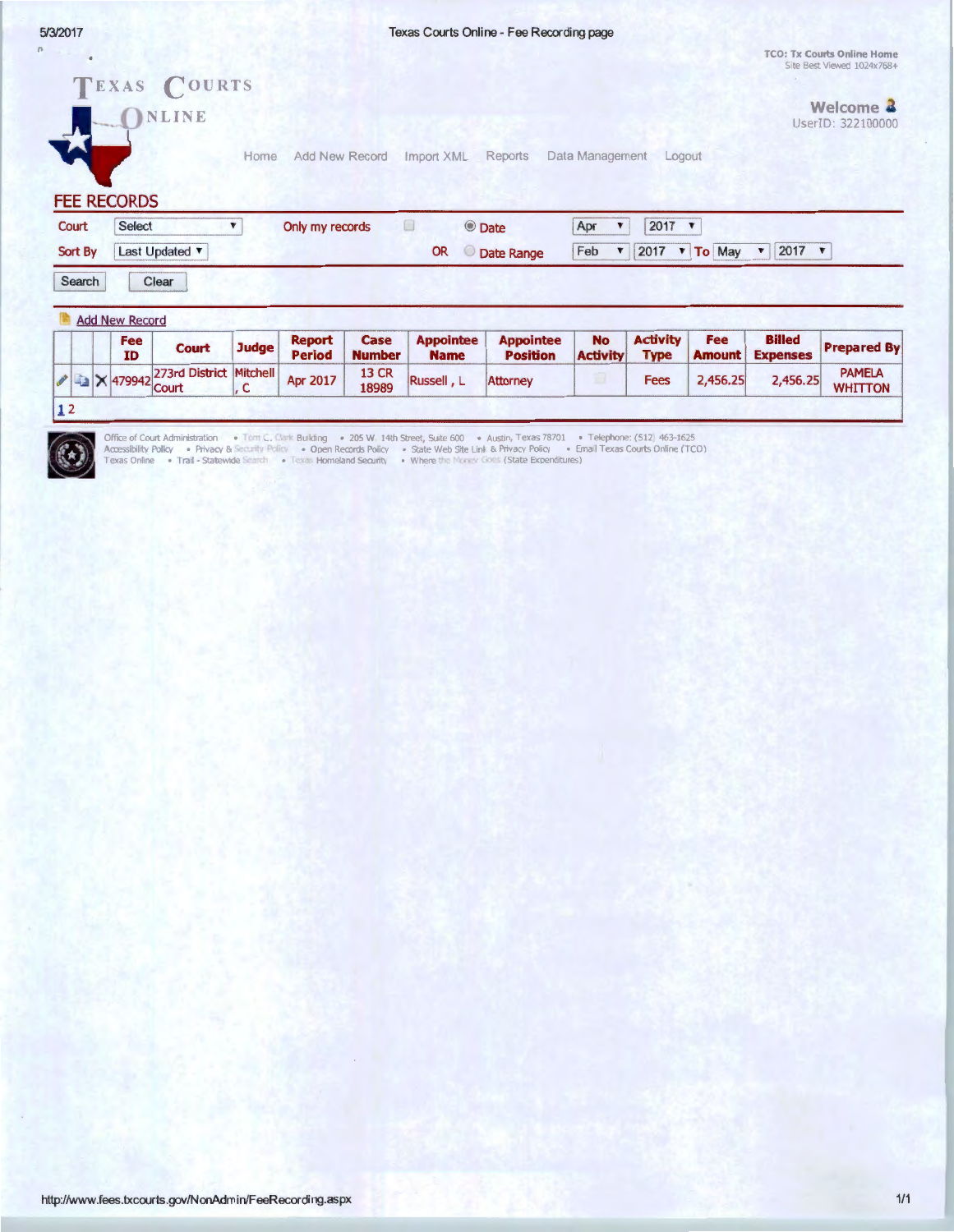Texas Courts Online - Fee Recording page

TCO: Tx Courts Online Home
Site Best Viewed 1024x768+

TEXAS COURTS ONLINE

Welcome
UserID: 322100000

Home Add New Record Import XML Reports Data Management Logout

## FEE RECORDS

Court: Select | Only my records | Date: Apr 2017
Sort By: Last Updated | OR Date Range: Feb 2017 To May 2017

Search Clear

Add New Record

| | | | Fee ID | Court | Judge | Report Period | Case Number | Appointee Name | Appointee Position | No Activity | Activity Type | Fee Amount | Billed Expenses | Prepared By |
|---|---|---|---|---|---|---|---|---|---|---|---|---|---|---|
| | | X | 479942 | 273rd District Court | Mitchell , C | Apr 2017 | 13 CR 18989 | Russell , L | Attorney | | Fees | 2,456.25 | 2,456.25 | PAMELA WHITTON |

1 2

Office of Court Administration • Tom C. Clark Building • 205 W. 14th Street, Suite 600 • Austin, Texas 78701 • Telephone: (512) 463-1625
Accessibility Policy • Privacy & Security Policy • Open Records Policy • State Web Site Link & Privacy Policy • Email Texas Courts Online (TCO)
Texas Online • Trail - Statewide Search • Texas Homeland Security • Where the Money Goes (State Expenditures)

http://www.fees.txcourts.gov/NonAdmin/FeeRecording.aspx